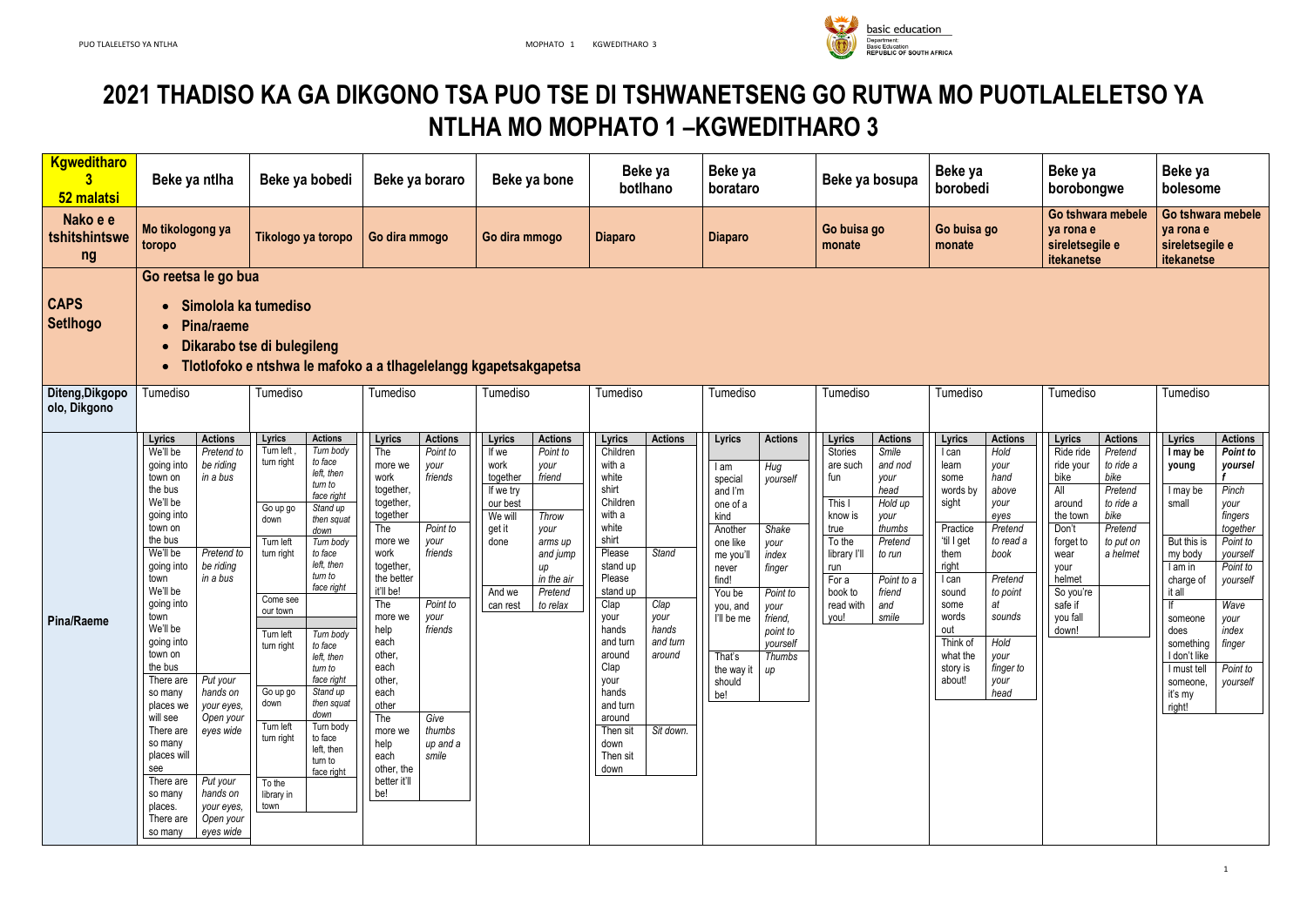# 2021 THADISO KA GA DIKGONO TSA PUO TSE DI TSHWANETSENG GO RUTWA MO PUOTLALELETSO YA NTLHA MO MOPHATO 1 –KGWEDITHARO 3

| Kgweditharo 3 52 malatsi | Beke ya ntlha | Beke ya bobedi | Beke ya boraro | Beke ya bone | Beke ya botlhano | Beke ya borataro | Beke ya bosupa | Beke ya borobedi | Beke ya borobongwe | Beke ya bolesome |
|---|---|---|---|---|---|---|---|---|---|---|
| Nako e e tshitshintsweng | Mo tikologong ya toropo | Tikologo ya toropo | Go dira mmogo | Go dira mmogo | Diaparo | Diaparo | Go buisa go monate | Go buisa go monate | Go tshwara mebele ya rona e sireletsegile e itekanetse | Go tshwara mebele ya rona e sireletsegile e itekanetse |
| CAPS Setlhogo | **Go reetsa le go bua**<br>• Simolola ka tumediso<br>• Pina/raeme<br>• Dikarabo tse di bulegileng<br>• Tlotlofoko e ntshwa le mafoko a a tlhagelelangg kgapetsakgapetsa | | | | | | | | | |
| Diteng,Dikgopolo, Dikgono | Tumediso | Tumediso | Tumediso | Tumediso | Tumediso | Tumediso | Tumediso | Tumediso | Tumediso | Tumediso |

**Pina/Raeme**

**Beke ya ntlha**

| Lyrics | Actions |
|---|---|
| We'll be going into town on the bus<br>We'll be going into town on the bus | *Pretend to be riding in a bus* |
| We'll be going into town<br>We'll be going into town<br>We'll be going into town on the bus | *Pretend to be riding in a bus* |
| There are so many places we will see<br>There are so many places will see | *Put your hands on your eyes, Open your eyes wide* |
| There are so many places.<br>There are so many | *Put your hands on your eyes, Open your eyes wide* |

**Beke ya bobedi**

| Lyrics | Actions |
|---|---|
| Turn left , turn right | *Turn body to face left, then turn to face right* |
| Go up go down | *Stand up then squat down* |
| Turn left turn right | *Turn body to face left, then turn to face right* |
| Come see our town | |
| Turn left turn right | *Turn body to face left, then turn to face right* |
| Go up go down | *Stand up then squat down* |
| Turn left turn right | *Turn body to face left, then turn to face right* |
| To the library in town | |

**Beke ya boraro**

| Lyrics | Actions |
|---|---|
| The more we work together, together, together | *Point to your friends* |
| The more we work together, the better it'll be! | *Point to your friends* |
| The more we help each other, each other, each other | *Point to your friends* |
| The more we help each other, the better it'll be! | *Give thumbs up and a smile* |

**Beke ya bone**

| Lyrics | Actions |
|---|---|
| If we work together | *Point to your friend* |
| If we try our best<br>We will get it done | *Throw your arms up and jump up in the air* |
| And we can rest | *Pretend to relax* |

**Beke ya botlhano**

| Lyrics | Actions |
|---|---|
| Children with a white shirt<br>Children with a white shirt | |
| Please stand up<br>Please stand up | *Stand* |
| Clap your hands and turn around<br>Clap your hands and turn around | *Clap your hands and turn around* |
| Then sit down<br>Then sit down | *Sit down.* |

**Beke ya borataro**

| Lyrics | Actions |
|---|---|
| I am special and I'm one of a kind | *Hug yourself* |
| Another one like me you'll never find! | *Shake your index finger* |
| You be you, and I'll be me | *Point to your friend, point to yourself* |
| That's the way it should be! | *Thumbs up* |

**Beke ya bosupa**

| Lyrics | Actions |
|---|---|
| Stories are such fun | *Smile and nod your head* |
| This I know is true | *Hold up your thumbs* |
| To the library I'll run | *Pretend to run* |
| For a book to read with you! | *Point to a friend and smile* |

**Beke ya borobedi**

| Lyrics | Actions |
|---|---|
| I can learn some words by sight | *Hold your hand above your eyes* |
| Practice 'til I get them right | *Pretend to read a book* |
| I can sound some words out | *Pretend to point at sounds* |
| Think of what the story is about! | *Hold your finger to your head* |

**Beke ya borobongwe**

| Lyrics | Actions |
|---|---|
| Ride ride ride your bike | *Pretend to ride a bike* |
| All around the town | *Pretend to ride a bike* |
| Don't forget to wear your helmet<br>So you're safe if you fall down! | *Pretend to put on a helmet* |

**Beke ya bolesome**

| Lyrics | Actions |
|---|---|
| **I may be young** | ***Point to yourself*** |
| I may be small | *Pinch your fingers together* |
| But this is my body | *Point to yourself* |
| I am in charge of it all | *Point to yourself* |
| If someone does something I don't like | *Wave your index finger* |
| I must tell someone, it's my right! | *Point to yourself* |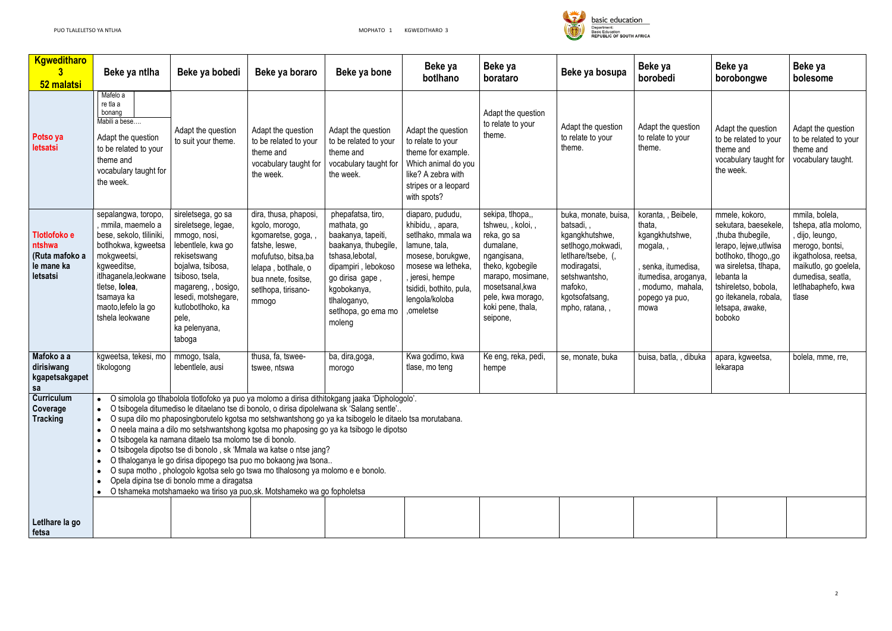| Kgweditharo 3 52 malatsi | Beke ya ntlha | Beke ya bobedi | Beke ya boraro | Beke ya bone | Beke ya botlhano | Beke ya borataro | Beke ya bosupa | Beke ya borobedi | Beke ya borobongwe | Beke ya bolesome |
|---|---|---|---|---|---|---|---|---|---|---|
| Potso ya letsatsi | Mafelo a re tla a bonang Mabili a bese…. Adapt the question to be related to your theme and vocabulary taught for the week. | Adapt the question to suit your theme. | Adapt the question to be related to your theme and vocabulary taught for the week. | Adapt the question to be related to your theme and vocabulary taught for the week. | Adapt the question to relate to your theme for example. Which animal do you like? A zebra with stripes or a leopard with spots? | Adapt the question to relate to your theme. | Adapt the question to relate to your theme. | Adapt the question to relate to your theme. | Adapt the question to be related to your theme and vocabulary taught for the week. | Adapt the question to be related to your theme and vocabulary taught. |
| Tlotlofoko e ntshwa (Ruta mafoko a le mane ka letsatsi | sepalangwa, toropo, , mmila, maemelo a bese, sekolo, tliliniki, botlhokwa, kgweetsa mokgweetsi, kgweeditse, itlhaganela,leokwane tletse, **lolea**, tsamaya ka maoto,lefelo la go tshela leokwane | sireletsega, go sa sireletsege, legae, mmogo, nosi, lebentlele, kwa go rekisetswang bojalwa, tsibosa, tsiboso, tsela, magareng, , bosigo, lesedi, motshegare, kutlobotlhoko, ka pele, ka pelenyana, taboga | dira, thusa, phaposi, kgolo, morogo, kgomaretse, goga, , fatshe, leswe, mofufutso, bitsa,ba lelapa , botlhale, o bua nnete, fositse, setlhopa, tirisano-mmogo | phepafatsa, tiro, mathata, go baakanya, tapeiti, baakanya, thubegile, tshasa,lebotal, dipampiri , lebokoso go dirisa gape , kgobokanya, tlhaloganyo, setlhopa, go ema mo moleng | diaparo, pududu, khibidu, , apara, setlhako, mmala wa lamune, tala, mosese, borukgwe, mosese wa letheka, , jeresi, hempe tsididi, bothito, pula, lengola/koloba ,omeletse | sekipa, tlhopa,, tshweu, , koloi, , reka, go sa dumalane, ngangisana, theko, kgobegile marapo, mosimane, mosetsanal,kwa pele, kwa morago, koki pene, thala, seipone, | buka, monate, buisa, batsadi, , kgangkhutshwe, setlhogo,mokwadi, letlhare/tsebe, (, modiragatsi, setshwantsho, mafoko, kgotsofatsang, mpho, ratana, , | koranta, , Beibele, thata, kgangkhutshwe, mogala, , , senka, itumedisa, itumedisa, aroganya, , modumo, mahala, popego ya puo, mowa | mmele, kokoro, sekutara, baesekele, ,thuba thubegile, lerapo, lejwe,utlwisa botlhoko, tlhogo,,go wa sireletsa, tlhapa, lebanta la tshireletso, bobola, go itekanela, robala, letsapa, awake, boboko | mmila, bolela, tshepa, atla molomo, , dijo, leungo, merogo, bontsi, maikutlo, go goelela, dumedisa, seatla, letlhabaphefo, kwa tlase |
| Mafoko a a dirisiwang kgapetsakgapetsa | kgweetsa, tekesi, mo tikologong | mmogo, tsala, lebentlele, ausi | thusa, fa, tswee-tswee, ntswa | ba, dira,goga, morogo | Kwa godimo, kwa tlase, mo teng | Ke eng, reka, pedi, hempe | se, monate, buka | buisa, batla, , dibuka | apara, kgweetsa, lekarapa | bolela, mme, rre, |
| Curriculum Coverage Tracking | • O simolola go tlhabolola tlotlofoko ya puo ya molomo a dirisa dithitokgang jaaka 'Dipholoqolo'.<br>• O tsibogela ditumediso le ditaelano tse di bonolo, o dirisa dipolelwana sk 'Salang sentle'..<br>• O supa dilo mo phaposingborutelo kgotsa mo setshwantshong go ya ka tsibogelo le ditaelo tsa morutabana.<br>• O neela maina a dilo mo setshwantshong kgotsa mo phaposing go ya ka tsibogo le dipotso<br>• O tsibogela ka namana ditaelo tsa molomo tse di bonolo.<br>• O tsibogela dipotso tse di bonolo , sk 'Mmala wa katse o ntse jang?<br>• O tlhaloganya le go dirisa dipopego tsa puo mo bokaong jwa tsona..<br>• O supa motho , phologolo kgotsa selo go tswa mo tlhalosong ya molomo e e bonolo.<br>• Opela dipina tse di bonolo mme a diragatsa<br>• O tshameka motshamaeko wa tiriso ya puo,sk. Motshameko wa go fopholetsa | | | | | | | | | |
| Letlhare la go fetsa | | | | | | | | | | |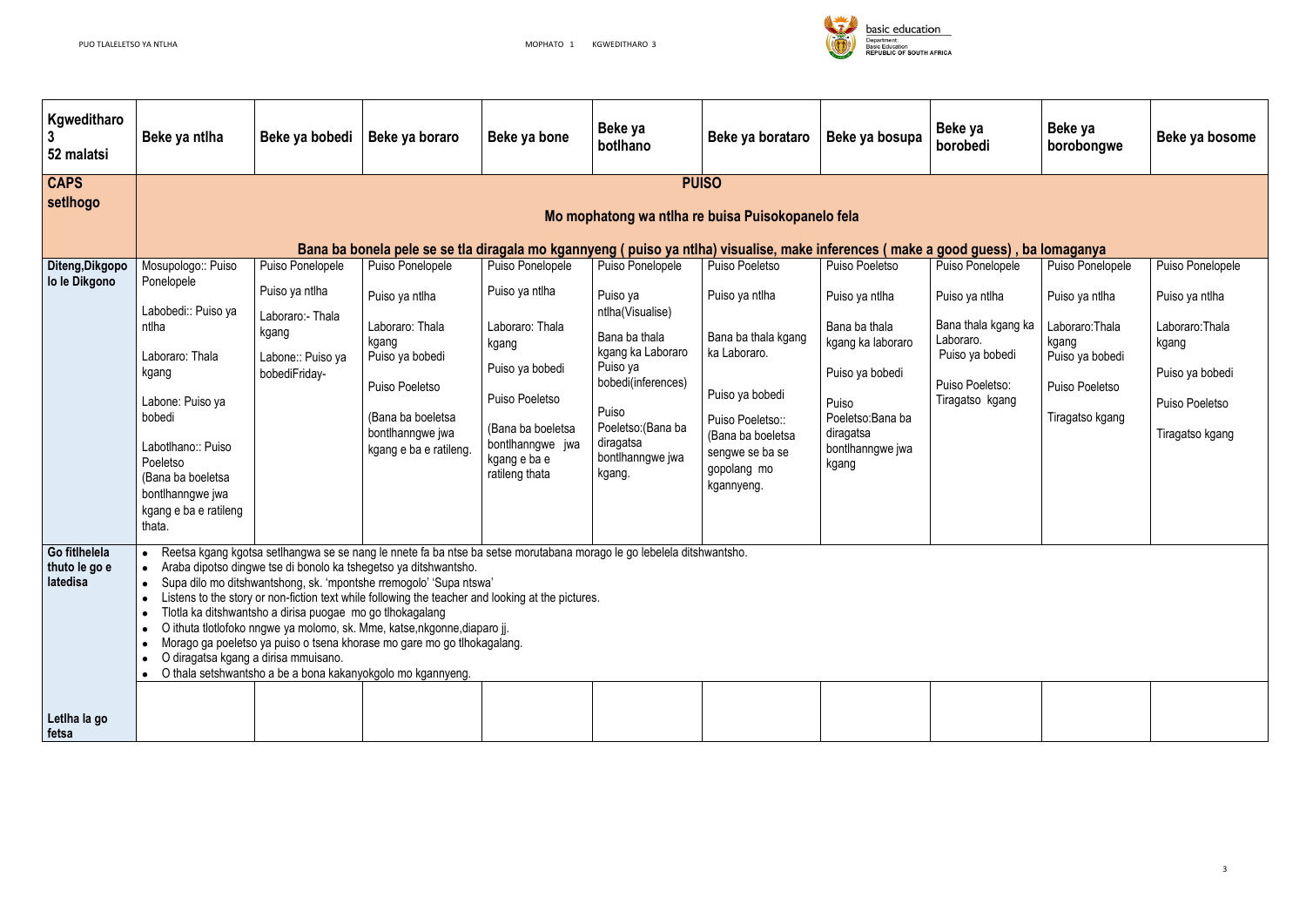| Kgweditharo 3 52 malatsi | Beke ya ntlha | Beke ya bobedi | Beke ya boraro | Beke ya bone | Beke ya botlhano | Beke ya borataro | Beke ya bosupa | Beke ya borobedi | Beke ya borobongwe | Beke ya bosome |
|---|---|---|---|---|---|---|---|---|---|---|
| **CAPS setlhogo** | **PUISO** **Mo mophatong wa ntlha re buisa Puisokopanelo fela** **Bana ba bonela pele se se tla diragala mo kgannyeng ( puiso ya ntlha) visualise, make inferences ( make a good guess) , ba lomaganya** | | | | | | | | | |
| **Diteng,Dikgopo lo le Dikgono** | Mosupologo:: Puiso Ponelopele<br><br>Labobedi:: Puiso ya ntlha<br><br>Laboraro: Thala kgang<br><br>Labone: Puiso ya bobedi<br><br>Labotlhano:: Puiso Poeletso (Bana ba boeletsa bontlhanngwe jwa kgang e ba e ratileng thata. | Puiso Ponelopele<br><br>Puiso ya ntlha<br><br>Laboraro:- Thala kgang<br><br>Labone:: Puiso ya bobediFriday- | Puiso Ponelopele<br><br>Puiso ya ntlha<br><br>Laboraro: Thala kgang<br>Puiso ya bobedi<br><br>Puiso Poeletso<br><br>(Bana ba boeletsa bontlhanngwe jwa kgang e ba e ratileng. | Puiso Ponelopele<br><br>Puiso ya ntlha<br><br>Laboraro: Thala kgang<br><br>Puiso ya bobedi<br><br>Puiso Poeletso<br><br>(Bana ba boeletsa bontlhanngwe jwa kgang e ba e ratileng thata | Puiso Ponelopele<br><br>Puiso ya ntlha(Visualise)<br><br>Bana ba thala kgang ka Laboraro<br>Puiso ya bobedi(inferences)<br><br>Puiso Poeletso:(Bana ba diragatsa bontlhanngwe jwa kgang. | Puiso Poeletso<br><br>Puiso ya ntlha<br><br>Bana ba thala kgang ka Laboraro.<br><br>Puiso ya bobedi<br><br>Puiso Poeletso:: (Bana ba boeletsa sengwe se ba se gopolang mo kgannyeng. | Puiso Poeletso<br><br>Puiso ya ntlha<br><br>Bana ba thala kgang ka laboraro<br><br>Puiso ya bobedi<br><br>Puiso Poeletso:Bana ba diragatsa bontlhanngwe jwa kgang | Puiso Ponelopele<br><br>Puiso ya ntlha<br><br>Bana thala kgang ka Laboraro.<br>Puiso ya bobedi<br><br>Puiso Poeletso: Tiragatso kgang | Puiso Ponelopele<br><br>Puiso ya ntlha<br><br>Laboraro:Thala kgang<br>Puiso ya bobedi<br><br>Puiso Poeletso<br><br>Tiragatso kgang | Puiso Ponelopele<br><br>Puiso ya ntlha<br><br>Laboraro:Thala kgang<br><br>Puiso ya bobedi<br><br>Puiso Poeletso<br><br>Tiragatso kgang |
| **Go fitlhelela thuto le go e latedisa** | • Reetsa kgang kgotsa setlhangwa se se nang le nnete fa ba ntse ba setse morutabana morago le go lebelela ditshwantsho.<br>• Araba dipotso dingwe tse di bonolo ka tshegetso ya ditshwantsho.<br>• Supa dilo mo ditshwantshong, sk. 'mpontshe rremogolo' 'Supa ntswa'<br>• Listens to the story or non-fiction text while following the teacher and looking at the pictures.<br>• Tlotla ka ditshwantsho a dirisa puogae mo go tlhokagalang<br>• O ithuta tlotlofoko nngwe ya molomo, sk. Mme, katse,nkgonne,diaparo jj.<br>• Morago ga poeletso ya puiso o tsena khorase mo gare mo go tlhokagalang.<br>• O diragatsa kgang a dirisa mmuisano.<br>• O thala setshwantsho a be a bona kakanyokgolo mo kgannyeng. | | | | | | | | | |
| **Letlha la go fetsa** | | | | | | | | | | |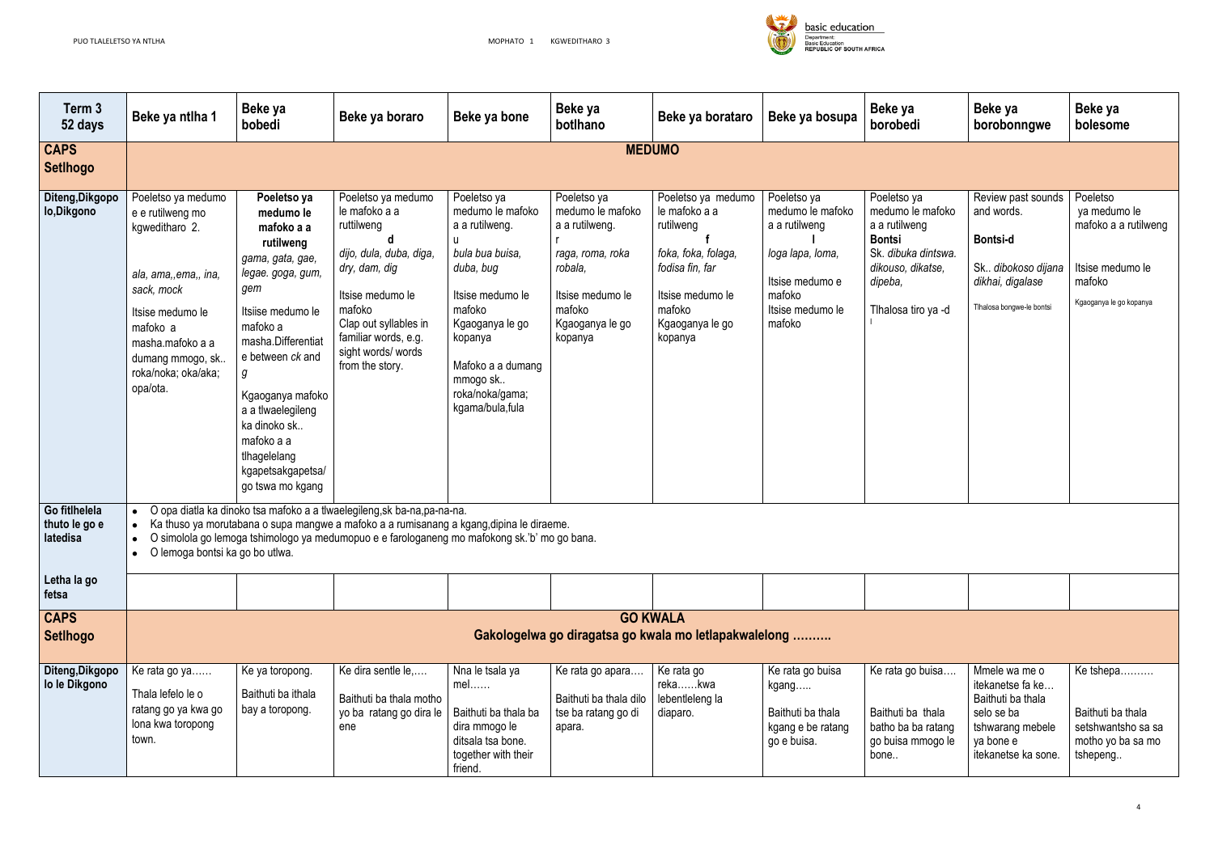| Term 3 52 days | Beke ya ntlha 1 | Beke ya bobedi | Beke ya boraro | Beke ya bone | Beke ya botlhano | Beke ya borataro | Beke ya bosupa | Beke ya borobedi | Beke ya borobonngwe | Beke ya bolesome |
|---|---|---|---|---|---|---|---|---|---|---|
| **CAPS Setlhogo** | **MEDUMO** | | | | | | | | | |
| **Diteng,Dikgopo lo,Dikgono** | Poeletso ya medumo e e rutilweng mo kgweditharo 2.<br><br>*ala, ama,,ema,, ina, sack, mock*<br><br>Itsise medumo le mafoko a masha.mafoko a a dumang mmogo, sk.. roka/noka; oka/aka; opa/ota. | **Poeletso ya medumo le mafoko a a rutilweng**<br>*gama, gata, gae, legae. goga, gum, gem*<br><br>Itsiise medumo le mafoko a masha.Differentiate between *ck* and *g*<br><br>Kgaoganya mafoko a a tlwaelegileng ka dinoko sk.. mafoko a a tlhagelelang kgapetsakgapetsa/ go tswa mo kgang | Poeletso ya medumo le mafoko a a ruttilweng<br>**d**<br>*dijo, dula, duba, diga, dry, dam, dig*<br><br>Itsise medumo le mafoko<br>Clap out syllables in familiar words, e.g. sight words/ words from the story. | Poeletso ya medumo le mafoko a a rutilweng.<br>u<br>*bula bua buisa, duba, bug*<br><br>Itsise medumo le mafoko<br>Kgaoganya le go kopanya<br><br>Mafoko a a dumang mmogo sk.. roka/noka/gama; kgama/bula,fula | Poeletso ya medumo le mafoko a a rutilweng.<br>r<br>*raga, roma, roka robala,*<br><br>Itsise medumo le mafoko<br>Kgaoganya le go kopanya | Poeletso ya medumo le mafoko a a rutilweng<br>**f**<br>*foka, foka, folaga, fodisa fin, far*<br><br>Itsise medumo le mafoko<br>Kgaoganya le go kopanya | Poeletso ya medumo le mafoko a a rutilweng<br>**l**<br>*loga lapa, loma,*<br><br>Itsise medumo e mafoko<br>Itsise medumo le mafoko | Poeletso ya medumo le mafoko a a rutilweng<br>**Bontsi**<br>Sk. *dibuka dintswa. dikouso, dikatse, dipeba,*<br><br>Tlhalosa tiro ya -d<br>I | Review past sounds and words.<br><br>**Bontsi-d**<br><br>Sk.. *dibokoso dijana dikhai, digalase*<br><br>Tlhalosa bongwe-le bontsi | Poeletso ya medumo le mafoko a a rutilweng<br><br>Itsise medumo le mafoko<br><br>Kgaoganya le go kopanya |
| **Go fitlhelela thuto le go e latedisa** | • O opa diatla ka dinoko tsa mafoko a a tlwaelegileng,sk ba-na,pa-na-na.<br>• Ka thuso ya morutabana o supa mangwe a mafoko a a rumisanang a kgang,dipina le diraeme.<br>• O simolola go lemoga tshimologo ya medumopuo e e farologaneng mo mafokong sk.'b' mo go bana.<br>• O lemoga bontsi ka go bo utlwa. | | | | | | | | | |
| **Letha la go fetsa** | | | | | | | | | | |
| **CAPS Setlhogo** | **GO KWALA**<br>**Gakologelwa go diragatsa go kwala mo letlapakwalelong ……….** | | | | | | | | | |
| **Diteng,Dikgopo lo le Dikgono** | Ke rata go ya……<br>Thala lefelo le o ratang go ya kwa go lona kwa toropong town. | Ke ya toropong.<br>Baithuti ba ithala bay a toropong. | Ke dira sentle le,….<br>Baithuti ba thala motho yo ba ratang go dira le ene | Nna le tsala ya mel……<br>Baithuti ba thala ba dira mmogo le ditsala tsa bone. together with their friend. | Ke rata go apara….<br>Baithuti ba thala dilo tse ba ratang go di apara. | Ke rata go reka……kwa lebentleleng la diaparo. | Ke rata go buisa kgang…..<br>Baithuti ba thala kgang e be ratang go e buisa. | Ke rata go buisa….<br>Baithuti ba thala batho ba ba ratang go buisa mmogo le bone.. | Mmele wa me o itekanetse fa ke…<br>Baithuti ba thala selo se ba tshwarang mebele ya bone e itekanetse ka sone. | Ke tshepa……….<br>Baithuti ba thala setshwantsho sa sa motho yo ba sa mo tshepeng.. |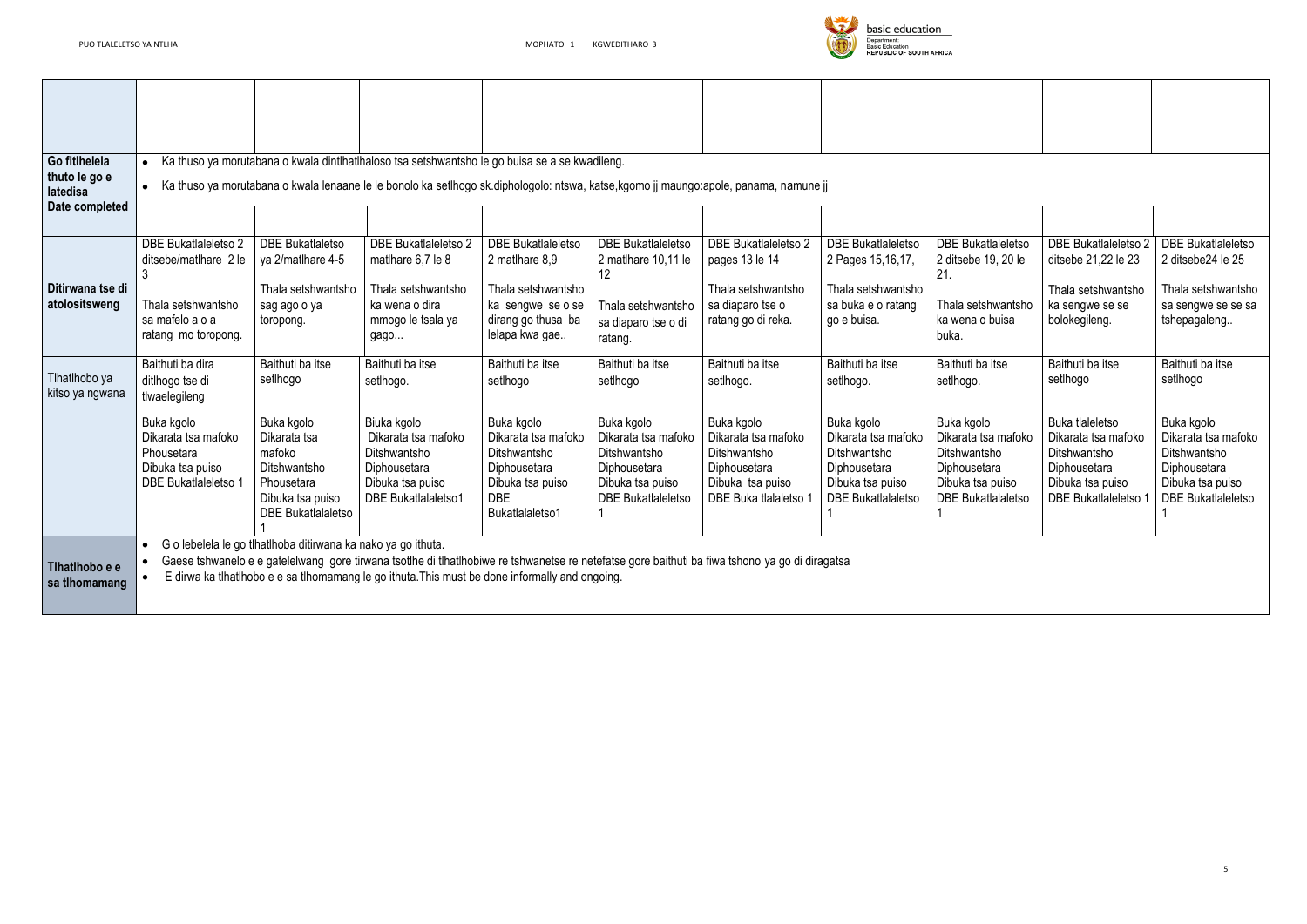| | | | | | | | | | | |
|---|---|---|---|---|---|---|---|---|---|---|
| | | | | | | | | | | |
| **Go fitlhelela thuto le go e latedisa Date completed** | • Ka thuso ya morutabana o kwala dintlhatlhaloso tsa setshwantsho le go buisa se a se kwadileng.<br>• Ka thuso ya morutabana o kwala lenaane le le bonolo ka setlhogo sk.diphologolo: ntswa, katse,kgomo jj maungo:apole, panama, namune jj | | | | | | | | | |
| | | | | | | | | | | |
| **Ditirwana tse di atolositsweng** | DBE Bukatlaleletso 2 ditsebe/matlhare 2 le 3<br><br>Thala setshwantsho sa mafelo a o a ratang mo toropong. | DBE Bukatlaletso ya 2/matlhare 4-5<br><br>Thala setshwantsho sag ago o ya toropong. | DBE Bukatlaleletso 2 matlhare 6,7 le 8<br><br>Thala setshwantsho ka wena o dira mmogo le tsala ya gago... | DBE Bukatlaleletso 2 matlhare 8,9<br><br>Thala setshwantsho ka sengwe se o se dirang go thusa ba lelapa kwa gae.. | DBE Bukatlaleletso 2 matlhare 10,11 le 12<br><br>Thala setshwantsho sa diaparo tse o di ratang. | DBE Bukatlaleletso 2 pages 13 le 14<br><br>Thala setshwantsho sa diaparo tse o ratang go di reka. | DBE Bukatlaleletso 2 Pages 15,16,17,<br><br>Thala setshwantsho sa buka e o ratang go e buisa. | DBE Bukatlaleletso 2 ditsebe 19, 20 le 21.<br><br>Thala setshwantsho ka wena o buisa buka. | DBE Bukatlaleletso 2 ditsebe 21,22 le 23<br><br>Thala setshwantsho ka sengwe se se bolokegileng. | DBE Bukatlaleletso 2 ditsebe24 le 25<br><br>Thala setshwantsho sa sengwe se se sa tshepagaleng.. |
| **Tlhatlhobo ya kitso ya ngwana** | Baithuti ba dira ditlhogo tse di tlwaelegileng | Baithuti ba itse setlhogo | Baithuti ba itse setlhogo. | Baithuti ba itse setlhogo | Baithuti ba itse setlhogo | Baithuti ba itse setlhogo. | Baithuti ba itse setlhogo. | Baithuti ba itse setlhogo. | Baithuti ba itse setlhogo | Baithuti ba itse setlhogo |
| | Buka kgolo<br>Dikarata tsa mafoko<br>Phousetara<br>Dibuka tsa puiso<br>DBE Bukatlaleletso 1 | Buka kgolo<br>Dikarata tsa mafoko<br>Ditshwantsho<br>Phousetara<br>Dibuka tsa puiso<br>DBE Bukatlalaletso 1 | Biuka kgolo<br>Dikarata tsa mafoko<br>Ditshwantsho<br>Diphousetara<br>Dibuka tsa puiso<br>DBE Bukatlalaletso1 | Buka kgolo<br>Dikarata tsa mafoko<br>Ditshwantsho<br>Diphousetara<br>Dibuka tsa puiso<br>DBE Bukatlalaletso1 | Buka kgolo<br>Dikarata tsa mafoko<br>Ditshwantsho<br>Diphousetara<br>Dibuka tsa puiso<br>DBE Bukatlaleletso 1 | Buka kgolo<br>Dikarata tsa mafoko<br>Ditshwantsho<br>Diphousetara<br>Dibuka tsa puiso<br>DBE Buka tlalaletso 1 | Buka kgolo<br>Dikarata tsa mafoko<br>Ditshwantsho<br>Diphousetara<br>Dibuka tsa puiso<br>DBE Bukatlalaletso 1 | Buka kgolo<br>Dikarata tsa mafoko<br>Ditshwantsho<br>Diphousetara<br>Dibuka tsa puiso<br>DBE Bukatlalaletso 1 | Buka tlaleletso<br>Dikarata tsa mafoko<br>Ditshwantsho<br>Diphousetara<br>Dibuka tsa puiso<br>DBE Bukatlaleletso 1 | Buka kgolo<br>Dikarata tsa mafoko<br>Ditshwantsho<br>Diphousetara<br>Dibuka tsa puiso<br>DBE Bukatlaleletso 1 |
| **Tlhatlhobo e e sa tlhomamang** | • G o lebelela le go tlhatlhoba ditirwana ka nako ya go ithuta.<br>• Gaese tshwanelo e e gatelelwang gore tirwana tsotlhe di tlhatlhobiwe re tshwanetse re netefatse gore baithuti ba fiwa tshono ya go di diragatsa<br>• E dirwa ka tlhatlhobo e e sa tlhomamang le go ithuta.This must be done informally and ongoing. | | | | | | | | | |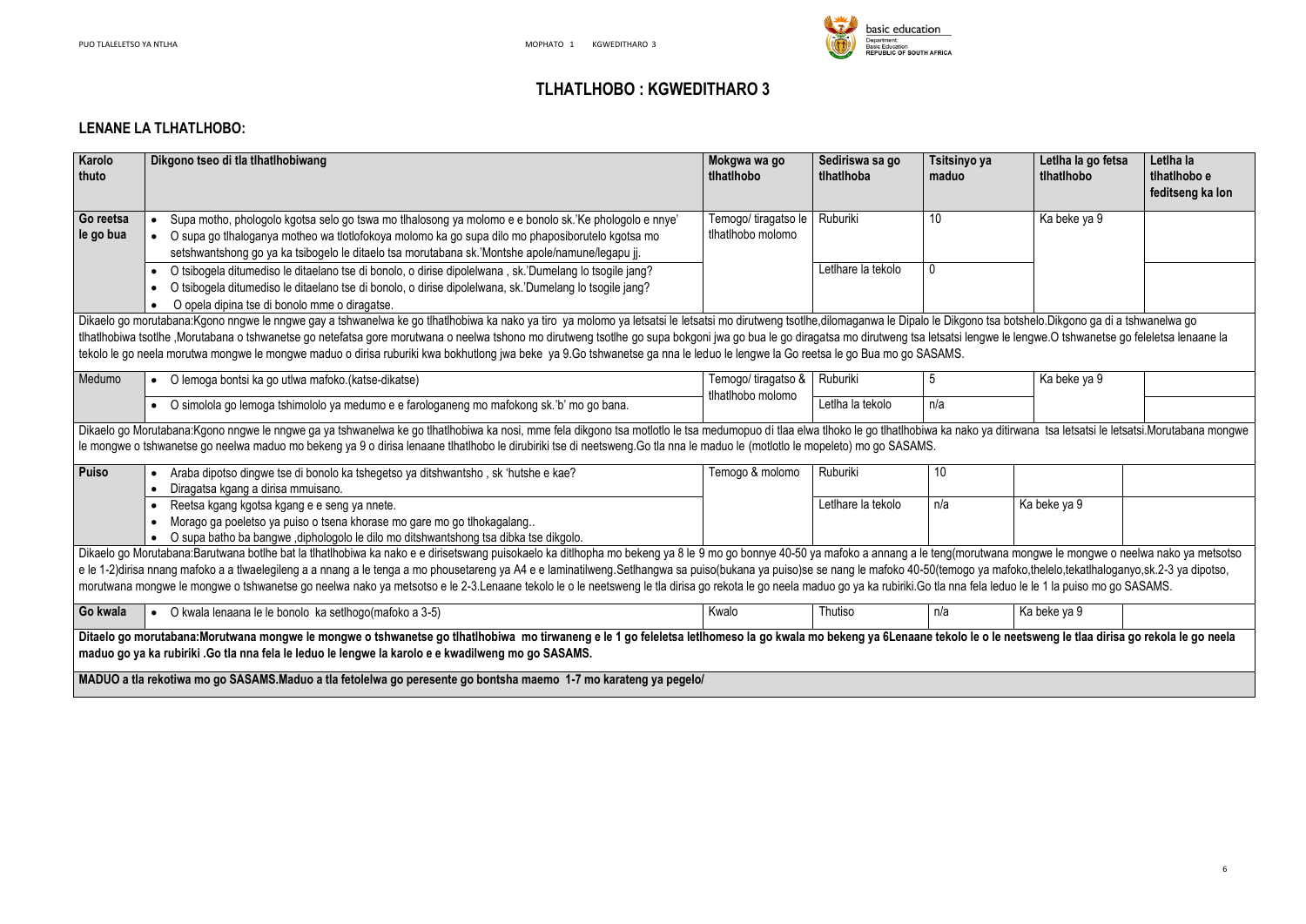# TLHATLHOBO : KGWEDITHARO 3

## LENANE LA TLHATLHOBO:

| Karolo thuto | Dikgono tseo di tla tlhatlhobiwang | Mokgwa wa go tlhatlhobo | Sediriswa sa go tlhatlhoba | Tsitsinyo ya maduo | Letlha la go fetsa tlhatlhobo | Letlha la tlhatlhobo e feditseng ka lon |
|---|---|---|---|---|---|---|
| **Go reetsa le go bua** | • Supa motho, phologolo kgotsa selo go tswa mo tlhalosong ya molomo e e bonolo sk.'Ke phologolo e nnye'<br>• O supa go tlhaloganya motheo wa tlotlofokoya molomo ka go supa dilo mo phaposiborutelo kgotsa mo setshwantshong go ya ka tsibogelo le ditaelo tsa morutabana sk.'Montshe apole/namune/legapu jj. | Temogo/ tiragatso le tlhatlhobo molomo | Ruburiki | 10 | Ka beke ya 9 | |
| | • O tsibogela ditumediso le ditaelano tse di bonolo, o dirise dipolelwana , sk.'Dumelang lo tsogile jang?<br>• O tsibogela ditumediso le ditaelano tse di bonolo, o dirise dipolelwana, sk.'Dumelang lo tsogile jang?<br>• O opela dipina tse di bonolo mme o diragatse. | | Letlhare la tekolo | 0 | | |
| Dikaelo go morutabana:Kgono nngwe le nngwe gay a tshwanelwa ke go tlhatlhobiwa ka nako ya tiro ya molomo ya letsatsi le letsatsi mo dirutweng tsotlhe,dilomaganwa le Dipalo le Dikgono tsa botshelo.Dikgono ga di a tshwanelwa go tlhatlhobiwa tsotlhe ,Morutabana o tshwanetse go netefatsa gore morutwana o neelwa tshono mo dirutweng tsotlhe go supa bokgoni jwa go bua le go diragatsa mo dirutweng tsa letsatsi lengwe le lengwe.O tshwanetse go feleletsa lenaane la tekolo le go neela morutwa mongwe le mongwe maduo o dirisa ruburiki kwa bokhutlong jwa beke ya 9.Go tshwanetse ga nna le leduo le lengwe la Go reetsa le go Bua mo go SASAMS. | | | | | | |
| Medumo | • O lemoga bontsi ka go utlwa mafoko.(katse-dikatse) | Temogo/ tiragatso & tlhatlhobo molomo | Ruburiki | 5 | Ka beke ya 9 | |
| | • O simolola go lemoga tshimololo ya medumo e e farologaneng mo mafokong sk.'b' mo go bana. | | Letlha la tekolo | n/a | | |
| Dikaelo go Morutabana:Kgono nngwe le nngwe ga ya tshwanelwa ke go tlhatlhobiwa ka nosi, mme fela dikgono tsa motlotlo le tsa medumopuo di tlaa elwa tlhoko le go tlhatlhobiwa ka nako ya ditirwana tsa letsatsi le letsatsi.Morutabana mongwe le mongwe o tshwanetse go neelwa maduo mo bekeng ya 9 o dirisa lenaane tlhatlhobo le dirubiriki tse di neetsweng.Go tla nna le maduo le (motlotlo le mopeleto) mo go SASAMS. | | | | | | |
| **Puiso** | • Araba dipotso dingwe tse di bonolo ka tshegetso ya ditshwantsho , sk 'hutshe e kae?<br>• Diragatsa kgang a dirisa mmuisano. | Temogo & molomo | Ruburiki | 10 | | |
| | • Reetsa kgang kgotsa kgang e e seng ya nnete.<br>• Morago ga poeletso ya puiso o tsena khorase mo gare mo tlhokagalang..<br>• O supa batho ba bangwe ,diphologolo le dilo mo ditshwantshong tsa dibka tse dikgolo. | | Letlhare la tekolo | n/a | Ka beke ya 9 | |
| Dikaelo go Morutabana:Barutwana botlhe bat la tlhatlhobiwa ka nako e e dirisetswang puisokaelo ka ditlhopha mo bekeng ya 8 le 9 mo go bonnye 40-50 ya mafoko a annang a le teng(morutwana mongwe le mongwe o neelwa nako ya metsotso e le 1-2)dirisa nnang mafoko a a tlwaelegileng a a nnang a le tenga a mo phousetareng ya A4 e e laminatilweng.Setlhangwa sa puiso(bukana ya puiso)se se nang le mafoko 40-50(temogo ya mafoko,thelelo,tekatlhaloganyo,sk.2-3 ya dipotso, morutwana mongwe le mongwe o tshwanetse go neelwa nako ya metsotso e le 2-3.Lenaane tekolo le o le neetsweng le tla dirisa go rekota le go neela maduo go ya ka rubiriki.Go tla nna fela leduo le le 1 la puiso mo go SASAMS. | | | | | | |
| **Go kwala** | • O kwala lenaana le le bonolo ka setlhogo(mafoko a 3-5) | Kwalo | Thutiso | n/a | Ka beke ya 9 | |
| **Ditaelo go morutabana:Morutwana mongwe le mongwe o tshwanetse go tlhatlhobiwa mo tirwaneng e le 1 go feleletsa letlhomeso la go kwala mo bekeng ya 6Lenaane tekolo le o le neetsweng le tlaa dirisa go rekola le go neela maduo go ya ka rubiriki .Go tla nna fela le leduo le lengwe la karolo e e kwadilweng mo go SASAMS.** | | | | | | |
| **MADUO a tla rekotiwa mo go SASAMS.Maduo a tla fetolelwa go peresente go bontsha maemo 1-7 mo karateng ya pegelo/** | | | | | | |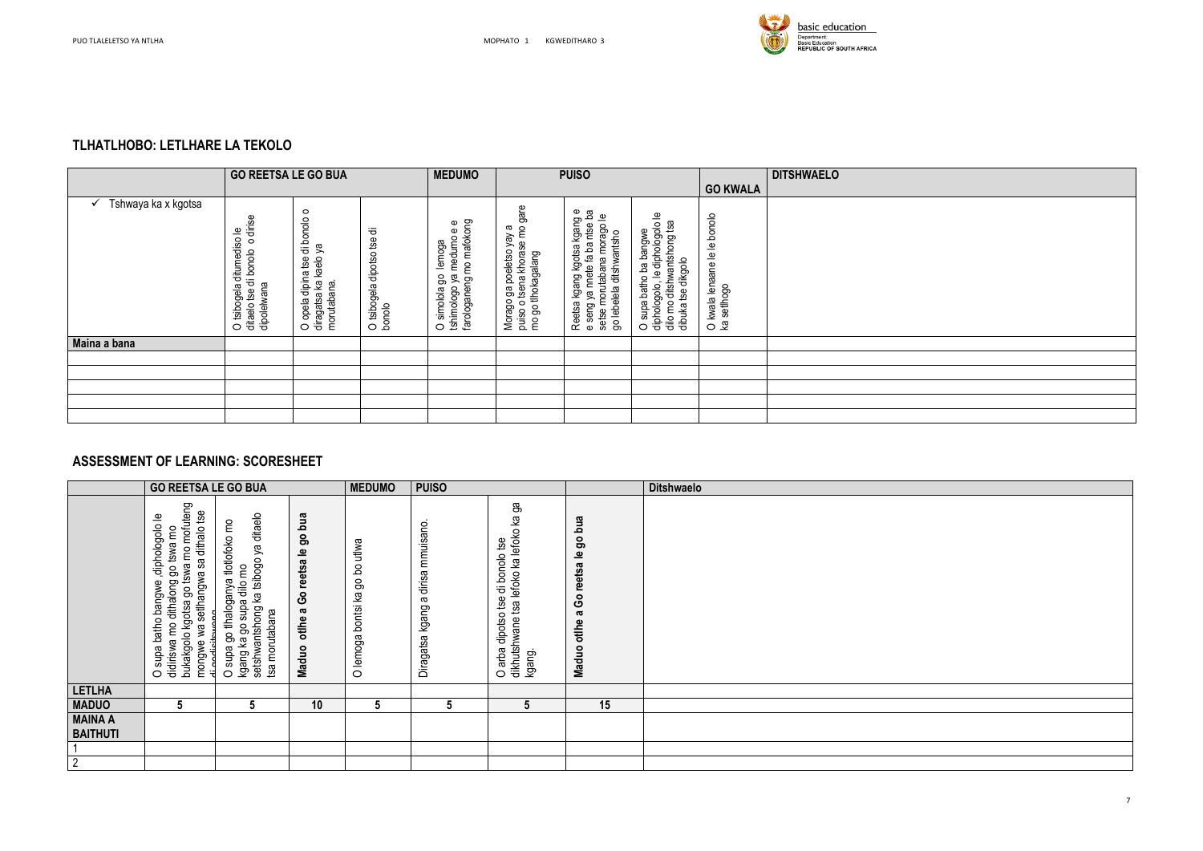## TLHATLHOBO: LETLHARE LA TEKOLO

| | GO REETSA LE GO BUA | | | MEDUMO | PUISO | | | GO KWALA | DITSHWAELO |
|---|---|---|---|---|---|---|---|---|---|
| ✓ Tshwaya ka x kgotsa | O tsibogela ditumediso le ditaelo tse di bonolo o dirise dipolelwana | O opela dipina tse di bonolo o diragatsa ka kaelo ya morutabana. | O tsibogela dipotso tse di bonolo | O simolola go lemoga tshimologo ya medumo e e farologaneng mo mafokong | Morago ga poeletso yay a puiso o tsena khorase mo gare mo go tlhokagalang | Reetsa kgang kgotsa kgang e e seng ya nnete fa ba ntse ba setse morutabana morago le go lebelela ditshwantsho | O supa batho ba bangwe diphologolo, le diphologolo le dilo mo ditshwantshong tsa dibuka tse dikgolo | O kwala leinaane le le bonolo ka setlhogo | |
| **Maina a bana** | | | | | | | | | |
| | | | | | | | | | |
| | | | | | | | | | |
| | | | | | | | | | |
| | | | | | | | | | |
| | | | | | | | | | |

## ASSESSMENT OF LEARNING: SCORESHEET

| | GO REETSA LE GO BUA | | | MEDUMO | PUISO | | | Ditshwaelo |
|---|---|---|---|---|---|---|---|---|
| | O supa batho bangwe ,diphologolo le didiriswa mo dithalong go tswa mo bukakgolo kgotsa go tswa mo mofuteng mongwe wa setlhangwa sa dithalo tse di pedi/situwana | O supa go tlhaloganya tlotlofoko mo kgang ka go supa dilo mo setshwantshong ka tsibogo ya ditaelo tsa morutabana | **Maduo otlhe a Go reetsa le go bua** | O lemoga bontsi ka go bo utlwa | Diragatsa kgang a dirisa mmuisano. | O arba dipotso tse di bonolo tse dikhutshwane tsa lefoko ka lefoko ka ga kgang. | **Maduo otlhe a Go reetsa le go bua** | |
| **LETLHA** | | | | | | | | |
| **MADUO** | **5** | **5** | **10** | **5** | **5** | **5** | **15** | |
| **MAINA A BAITHUTI** | | | | | | | | |
| 1 | | | | | | | | |
| 2 | | | | | | | | |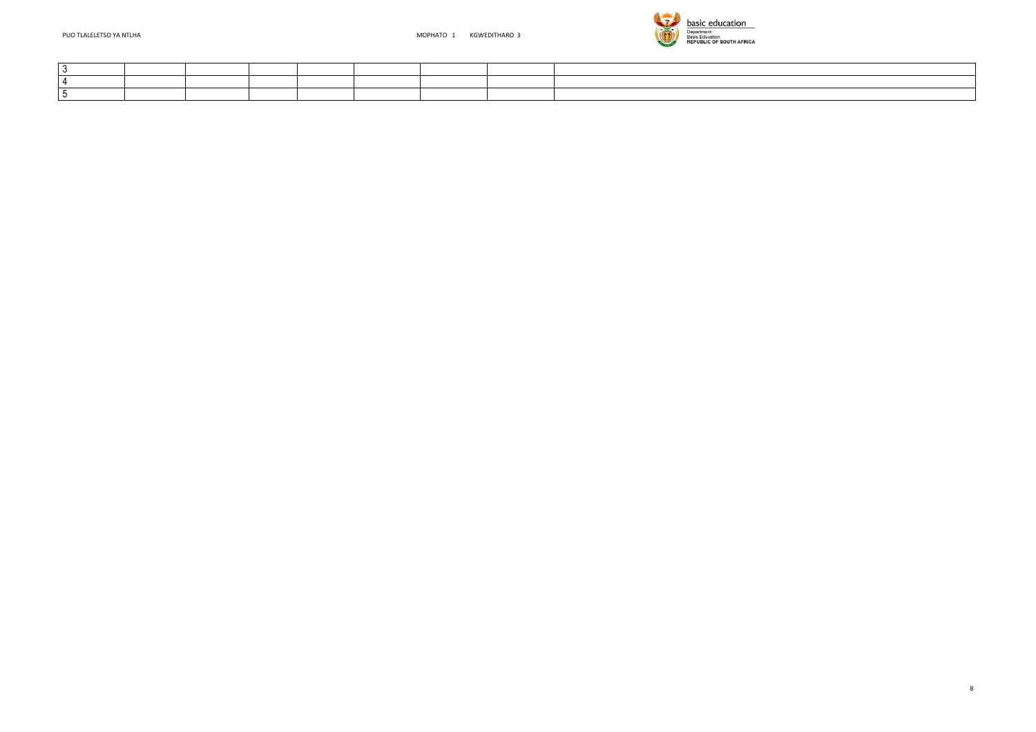| | | | | | | | | |
|---|---|---|---|---|---|---|---|---|
| 3 | | | | | | | | |
| 4 | | | | | | | | |
| 5 | | | | | | | | |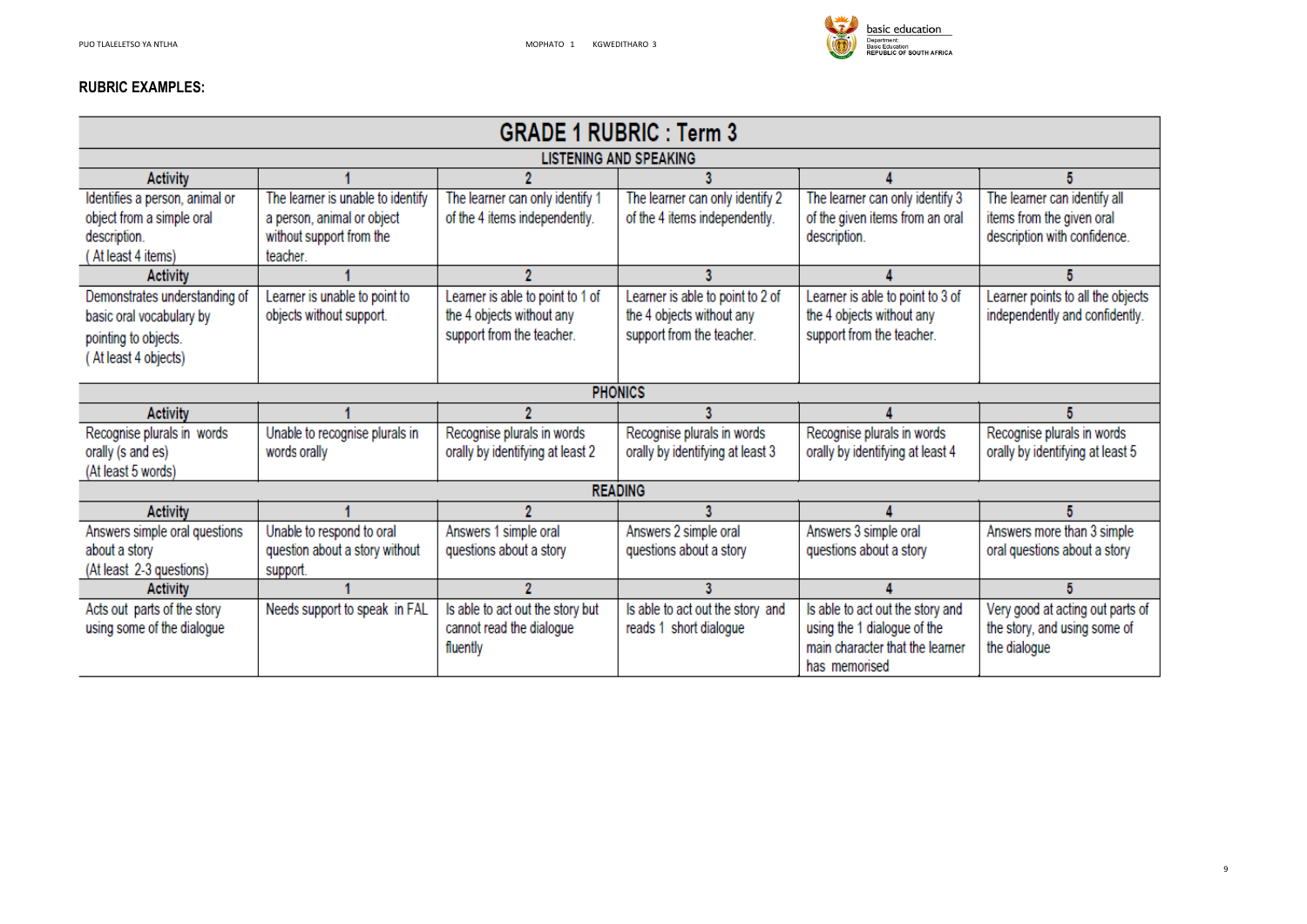**RUBRIC EXAMPLES:**

| GRADE 1 RUBRIC : Term 3 | | | | | |
|---|---|---|---|---|---|
| **LISTENING AND SPEAKING** | | | | | |
| **Activity** | **1** | **2** | **3** | **4** | **5** |
| Identifies a person, animal or object from a simple oral description. ( At least 4 items) | The learner is unable to identify a person, animal or object without support from the teacher. | The learner can only identify 1 of the 4 items independently. | The learner can only identify 2 of the 4 items independently. | The learner can only identify 3 of the given items from an oral description. | The learner can identify all items from the given oral description with confidence. |
| **Activity** | **1** | **2** | **3** | **4** | **5** |
| Demonstrates understanding of basic oral vocabulary by pointing to objects. ( At least 4 objects) | Learner is unable to point to objects without support. | Learner is able to point to 1 of the 4 objects without any support from the teacher. | Learner is able to point to 2 of the 4 objects without any support from the teacher. | Learner is able to point to 3 of the 4 objects without any support from the teacher. | Learner points to all the objects independently and confidently. |
| **PHONICS** | | | | | |
| **Activity** | **1** | **2** | **3** | **4** | **5** |
| Recognise plurals in words orally (s and es) (At least 5 words) | Unable to recognise plurals in words orally | Recognise plurals in words orally by identifying at least 2 | Recognise plurals in words orally by identifying at least 3 | Recognise plurals in words orally by identifying at least 4 | Recognise plurals in words orally by identifying at least 5 |
| **READING** | | | | | |
| **Activity** | **1** | **2** | **3** | **4** | **5** |
| Answers simple oral questions about a story (At least 2-3 questions) | Unable to respond to oral question about a story without support. | Answers 1 simple oral questions about a story | Answers 2 simple oral questions about a story | Answers 3 simple oral questions about a story | Answers more than 3 simple oral questions about a story |
| **Activity** | **1** | **2** | **3** | **4** | **5** |
| Acts out parts of the story using some of the dialogue | Needs support to speak in FAL | Is able to act out the story but cannot read the dialogue fluently | Is able to act out the story and reads 1 short dialogue | Is able to act out the story and using the 1 dialogue of the main character that the learner has memorised | Very good at acting out parts of the story, and using some of the dialogue |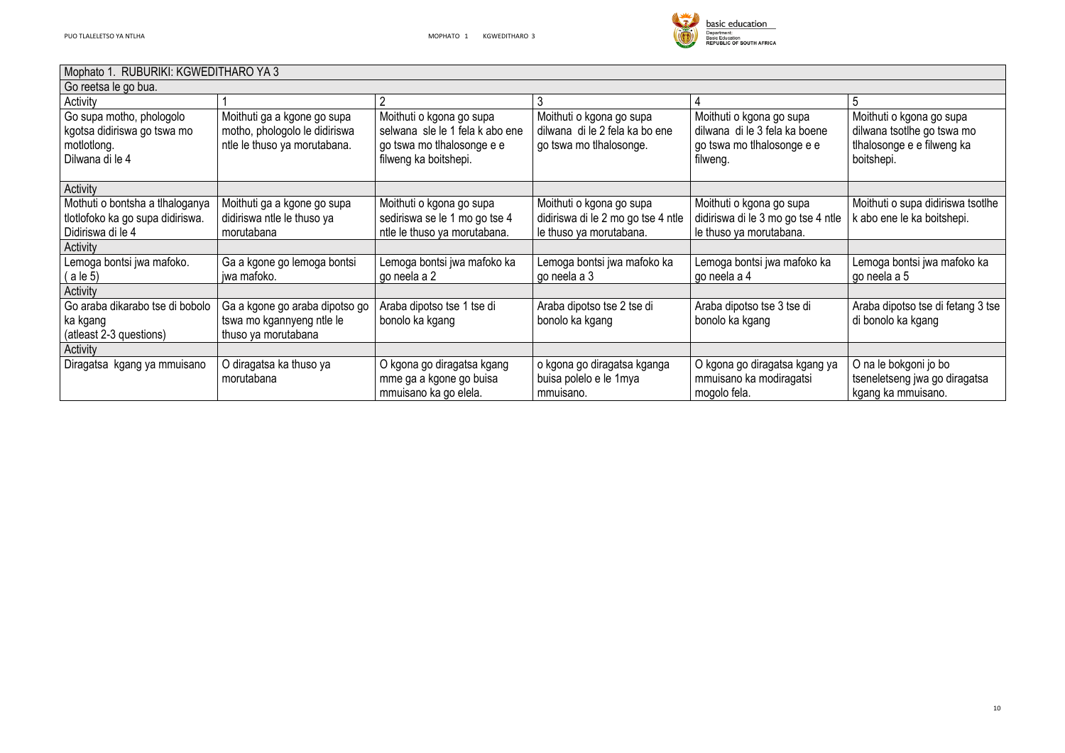| Mophato 1. RUBURIKI: KGWEDITHARO YA 3 | | | | | |
|---|---|---|---|---|---|
| Go reetsa le go bua. | | | | | |
| Activity | 1 | 2 | 3 | 4 | 5 |
| Go supa motho, phologolo kgotsa didiriswa go tswa mo motlotlong. Dilwana di le 4 | Moithuti ga a kgone go supa motho, phologolo le didiriswa ntle le thuso ya morutabana. | Moithuti o kgona go supa selwana sle le 1 fela k abo ene go tswa mo tlhalosonge e e filweng ka boitshepi. | Moithuti o kgona go supa dilwana di le 2 fela ka bo ene go tswa mo tlhalosonge. | Moithuti o kgona go supa dilwana di le 3 fela ka boene go tswa mo tlhalosonge e e filweng. | Moithuti o kgona go supa dilwana tsotlhe go tswa mo tlhalosonge e e filweng ka boitshepi. |
| Activity | | | | | |
| Mothuti o bontsha a tlhaloganya tlotlofoko ka go supa didiriswa. Didiriswa di le 4 | Moithuti ga a kgone go supa didiriswa ntle le thuso ya morutabana | Moithuti o kgona go supa sediriswa se le 1 mo go tse 4 ntle le thuso ya morutabana. | Moithuti o kgona go supa didiriswa di le 2 mo go tse 4 ntle le thuso ya morutabana. | Moithuti o kgona go supa didiriswa di le 3 mo go tse 4 ntle le thuso ya morutabana. | Moithuti o supa didiriswa tsotlhe k abo ene le ka boitshepi. |
| Activity | | | | | |
| Lemoga bontsi jwa mafoko. ( a le 5) | Ga a kgone go lemoga bontsi jwa mafoko. | Lemoga bontsi jwa mafoko ka go neela a 2 | Lemoga bontsi jwa mafoko ka go neela a 3 | Lemoga bontsi jwa mafoko ka go neela a 4 | Lemoga bontsi jwa mafoko ka go neela a 5 |
| Activity | | | | | |
| Go araba dikarabo tse di bobolo ka kgang (atleast 2-3 questions) | Ga a kgone go araba dipotso go tswa mo kgannyeng ntle le thuso ya morutabana | Araba dipotso tse 1 tse di bonolo ka kgang | Araba dipotso tse 2 tse di bonolo ka kgang | Araba dipotso tse 3 tse di bonolo ka kgang | Araba dipotso tse di fetang 3 tse di bonolo ka kgang |
| Activity | | | | | |
| Diragatsa kgang ya mmuisano | O diragatsa ka thuso ya morutabana | O kgona go diragatsa kgang mme ga a kgone go buisa mmuisano ka go elela. | o kgona go diragatsa kganga buisa polelo e le 1mya mmuisano. | O kgona go diragatsa kgang ya mmuisano ka modiragatsi mogolo fela. | O na le bokgoni jo bo tseneletseng jwa go diragatsa kgang ka mmuisano. |